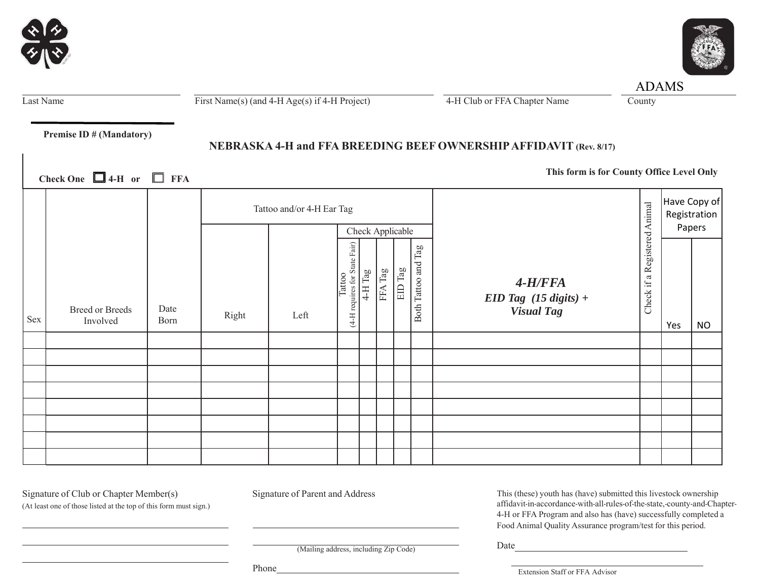| | | | ADAMS |
|---|---|---|---|
| Last Name | First Name(s) (and 4-H Age(s) if 4-H Project) | 4-H Club or FFA Chapter Name | County |

**Premise ID # (Mandatory)**

## NEBRASKA 4-H and FFA BREEDING BEEF OWNERSHIP AFFIDAVIT (Rev. 8/17)

**This form is for County Office Level Only**

**Check One** ☐ **4-H or** ☐ **FFA**

| Sex | Breed or Breeds Involved | Date Born | Tattoo and/or 4-H Ear Tag | | Check Applicable | | | | | *4-H/FFA EID Tag (15 digits) + Visual Tag* | Check if a Registered Animal | Have Copy of Registration Papers | |
|---|---|---|---|---|---|---|---|---|---|---|---|---|---|
| | | | Right | Left | Tattoo (4-H requires for State Fair) | 4-H Tag | FFA Tag | EID Tag | Both Tattoo and Tag | | | Yes | NO |
| | | | | | | | | | | | | | |
| | | | | | | | | | | | | | |
| | | | | | | | | | | | | | |
| | | | | | | | | | | | | | |
| | | | | | | | | | | | | | |
| | | | | | | | | | | | | | |
| | | | | | | | | | | | | | |
| | | | | | | | | | | | | | |

Signature of Club or Chapter Member(s)
(At least one of those listed at the top of this form must sign.)

______________________________

______________________________

______________________________

Signature of Parent and Address

______________________________

______________________________
(Mailing address, including Zip Code)

Phone______________________________

This (these) youth has (have) submitted this livestock ownership affidavit-in-accordance-with-all-rules-of-the-state,-county-and-Chapter-4-H or FFA Program and also has (have) successfully completed a Food Animal Quality Assurance program/test for this period.

Date______________________________

______________________________
Extension Staff or FFA Advisor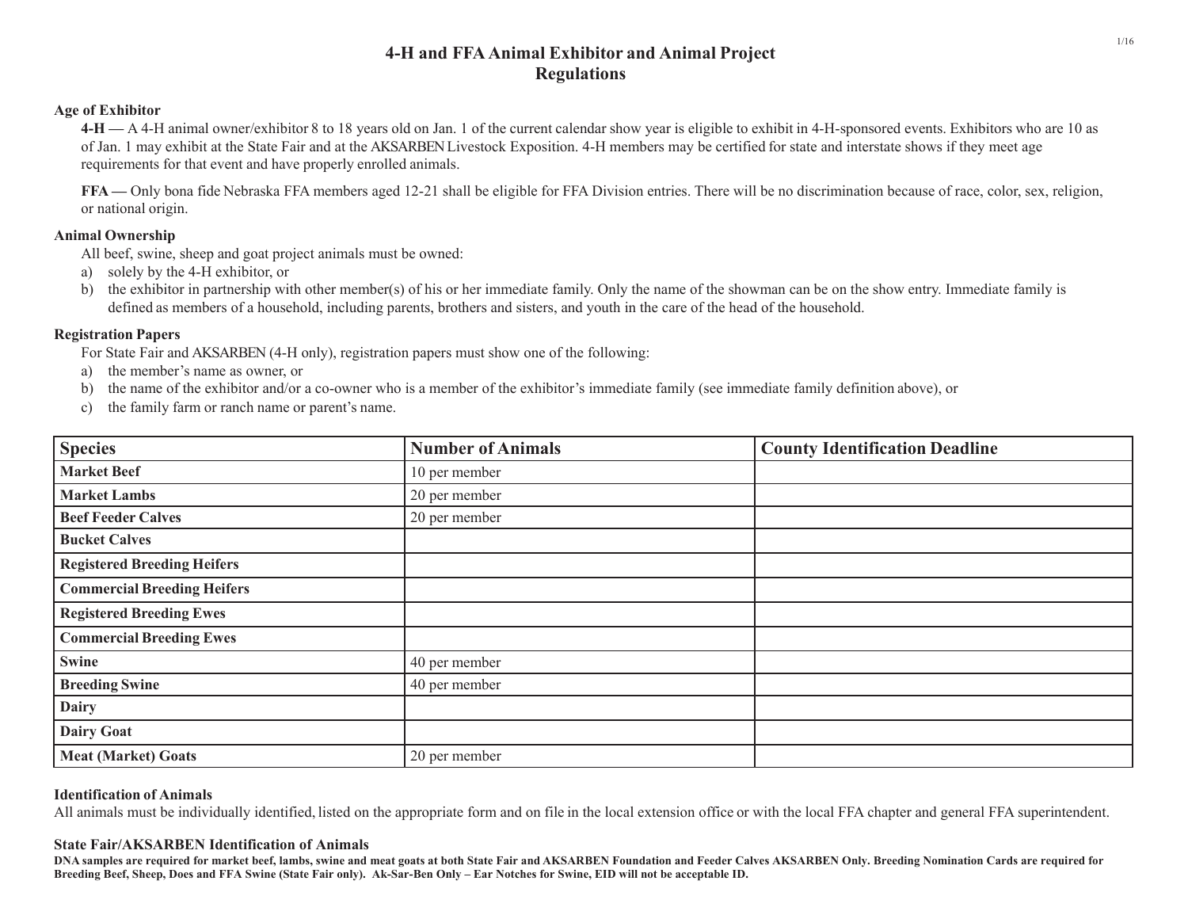# 4-H and FFA Animal Exhibitor and Animal Project Regulations

### Age of Exhibitor

**4-H —** A 4-H animal owner/exhibitor 8 to 18 years old on Jan. 1 of the current calendar show year is eligible to exhibit in 4-H-sponsored events. Exhibitors who are 10 as of Jan. 1 may exhibit at the State Fair and at the AKSARBEN Livestock Exposition. 4-H members may be certified for state and interstate shows if they meet age requirements for that event and have properly enrolled animals.

**FFA —** Only bona fide Nebraska FFA members aged 12-21 shall be eligible for FFA Division entries. There will be no discrimination because of race, color, sex, religion, or national origin.

### Animal Ownership

All beef, swine, sheep and goat project animals must be owned:

a) solely by the 4-H exhibitor, or
b) the exhibitor in partnership with other member(s) of his or her immediate family. Only the name of the showman can be on the show entry. Immediate family is defined as members of a household, including parents, brothers and sisters, and youth in the care of the head of the household.

### Registration Papers

For State Fair and AKSARBEN (4-H only), registration papers must show one of the following:

a) the member's name as owner, or
b) the name of the exhibitor and/or a co-owner who is a member of the exhibitor's immediate family (see immediate family definition above), or
c) the family farm or ranch name or parent's name.

| Species | Number of Animals | County Identification Deadline |
|---|---|---|
| **Market Beef** | 10 per member | |
| **Market Lambs** | 20 per member | |
| **Beef Feeder Calves** | 20 per member | |
| **Bucket Calves** | | |
| **Registered Breeding Heifers** | | |
| **Commercial Breeding Heifers** | | |
| **Registered Breeding Ewes** | | |
| **Commercial Breeding Ewes** | | |
| **Swine** | 40 per member | |
| **Breeding Swine** | 40 per member | |
| **Dairy** | | |
| **Dairy Goat** | | |
| **Meat (Market) Goats** | 20 per member | |

### Identification of Animals

All animals must be individually identified, listed on the appropriate form and on file in the local extension office or with the local FFA chapter and general FFA superintendent.

### State Fair/AKSARBEN Identification of Animals

**DNA samples are required for market beef, lambs, swine and meat goats at both State Fair and AKSARBEN Foundation and Feeder Calves AKSARBEN Only. Breeding Nomination Cards are required for Breeding Beef, Sheep, Does and FFA Swine (State Fair only). Ak-Sar-Ben Only – Ear Notches for Swine, EID will not be acceptable ID.**